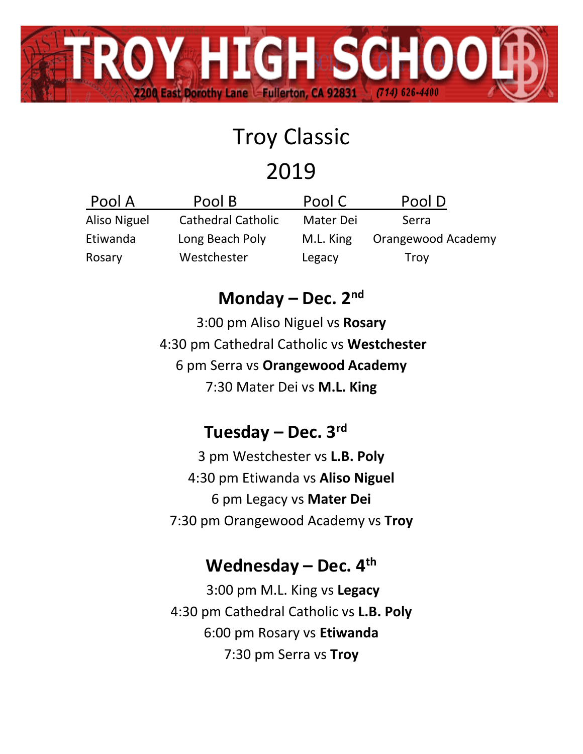# TROY HIGH SCHOOL

2200 East Dorothy Lane Fullerton, CA 92831 (714) 626-4400

## Troy Classic

## 2019

| Pool A | Pool B | Pool C | Pool D |
|---|---|---|---|
| Aliso Niguel | Cathedral Catholic | Mater Dei | Serra |
| Etiwanda | Long Beach Poly | M.L. King | Orangewood Academy |
| Rosary | Westchester | Legacy | Troy |

### Monday – Dec. 2nd

3:00 pm Aliso Niguel vs **Rosary**

4:30 pm Cathedral Catholic vs **Westchester**

6 pm Serra vs **Orangewood Academy**

7:30 Mater Dei vs **M.L. King**

### Tuesday – Dec. 3rd

3 pm Westchester vs **L.B. Poly**

4:30 pm Etiwanda vs **Aliso Niguel**

6 pm Legacy vs **Mater Dei**

7:30 pm Orangewood Academy vs **Troy**

### Wednesday – Dec. 4th

3:00 pm M.L. King vs **Legacy**

4:30 pm Cathedral Catholic vs **L.B. Poly**

6:00 pm Rosary vs **Etiwanda**

7:30 pm Serra vs **Troy**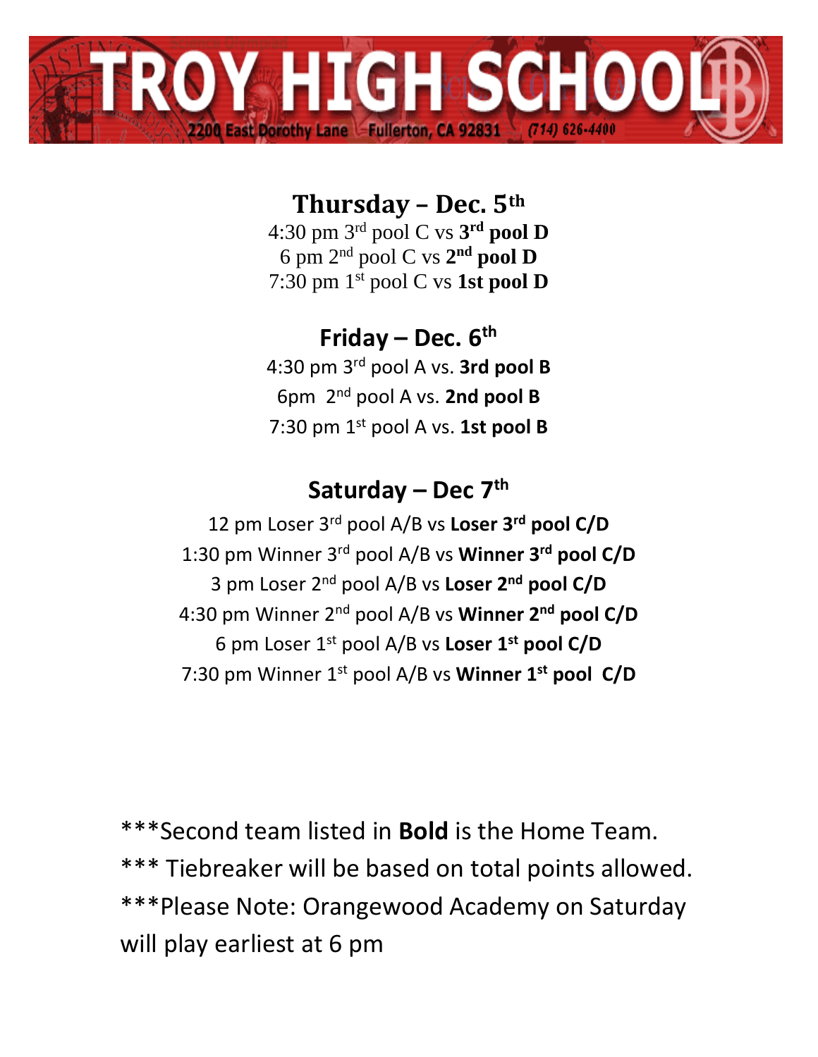# TROY HIGH SCHOOL

2200 East Dorothy Lane Fullerton, CA 92831 (714) 626-4400

## Thursday – Dec. 5th

4:30 pm 3rd pool C vs **3rd pool D**
6 pm 2nd pool C vs **2nd pool D**
7:30 pm 1st pool C vs **1st pool D**

## Friday – Dec. 6th

4:30 pm 3rd pool A vs. **3rd pool B**
6pm 2nd pool A vs. **2nd pool B**
7:30 pm 1st pool A vs. **1st pool B**

## Saturday – Dec 7th

12 pm Loser 3rd pool A/B vs **Loser 3rd pool C/D**
1:30 pm Winner 3rd pool A/B vs **Winner 3rd pool C/D**
3 pm Loser 2nd pool A/B vs **Loser 2nd pool C/D**
4:30 pm Winner 2nd pool A/B vs **Winner 2nd pool C/D**
6 pm Loser 1st pool A/B vs **Loser 1st pool C/D**
7:30 pm Winner 1st pool A/B vs **Winner 1st pool C/D**

***Second team listed in **Bold** is the Home Team.
*** Tiebreaker will be based on total points allowed.
***Please Note: Orangewood Academy on Saturday will play earliest at 6 pm